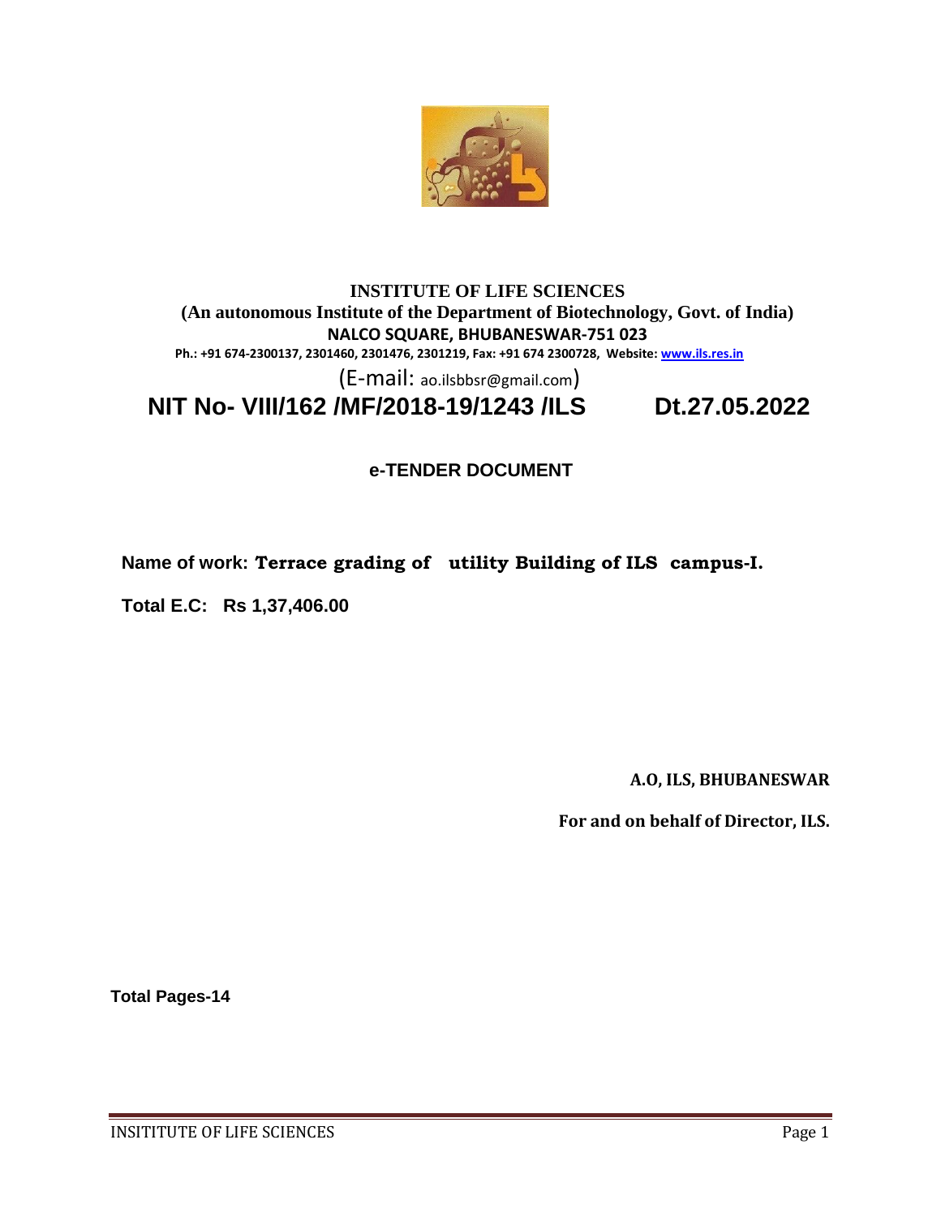# INSTITUTE OF LIFE SCIENCES

**(An autonomous Institute of the Department of Biotechnology, Govt. of India)**

**NALCO SQUARE, BHUBANESWAR-751 023**

**Ph.: +91 674-2300137, 2301460, 2301476, 2301219, Fax: +91 674 2300728, Website: www.ils.res.in**

(E-mail: ao.ilsbbsr@gmail.com)

## NIT No- VIII/162 /MF/2018-19/1243 /ILS Dt.27.05.2022

### e-TENDER DOCUMENT

**Name of work: Terrace grading of utility Building of ILS campus-I.**

**Total E.C: Rs 1,37,406.00**

**A.O, ILS, BHUBANESWAR**

**For and on behalf of Director, ILS.**

**Total Pages-14**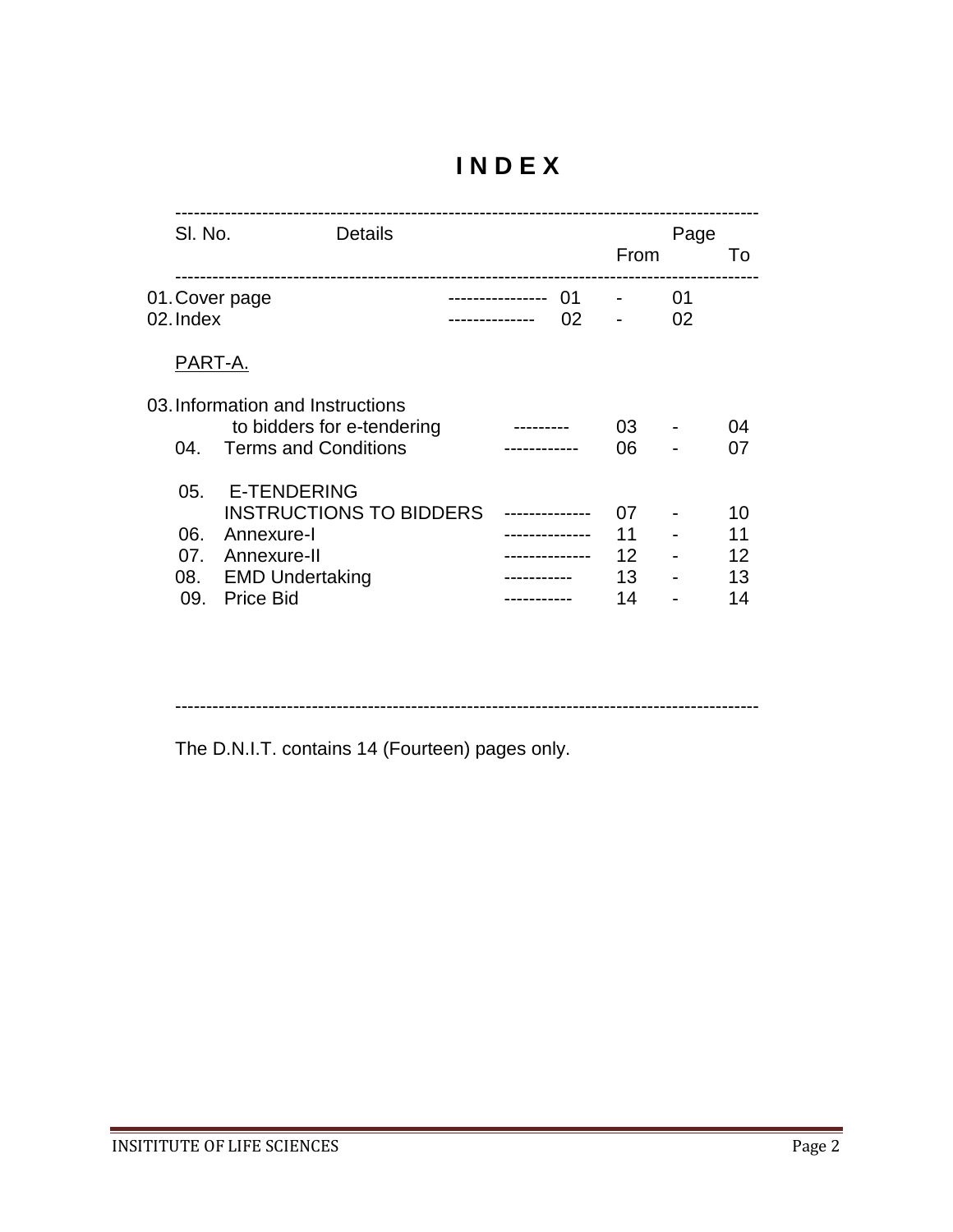# I N D E X

| Sl. No. | Details | Page From | | To |
|---|---|---|---|---|
| 01. | Cover page | 01 | - | 01 |
| 02. | Index | 02 | - | 02 |
| | PART-A. | | | |
| 03. | Information and Instructions to bidders for e-tendering | 03 | - | 04 |
| 04. | Terms and Conditions | 06 | - | 07 |
| 05. | E-TENDERING INSTRUCTIONS TO BIDDERS | 07 | - | 10 |
| 06. | Annexure-I | 11 | - | 11 |
| 07. | Annexure-II | 12 | - | 12 |
| 08. | EMD Undertaking | 13 | - | 13 |
| 09. | Price Bid | 14 | - | 14 |

The D.N.I.T. contains 14 (Fourteen) pages only.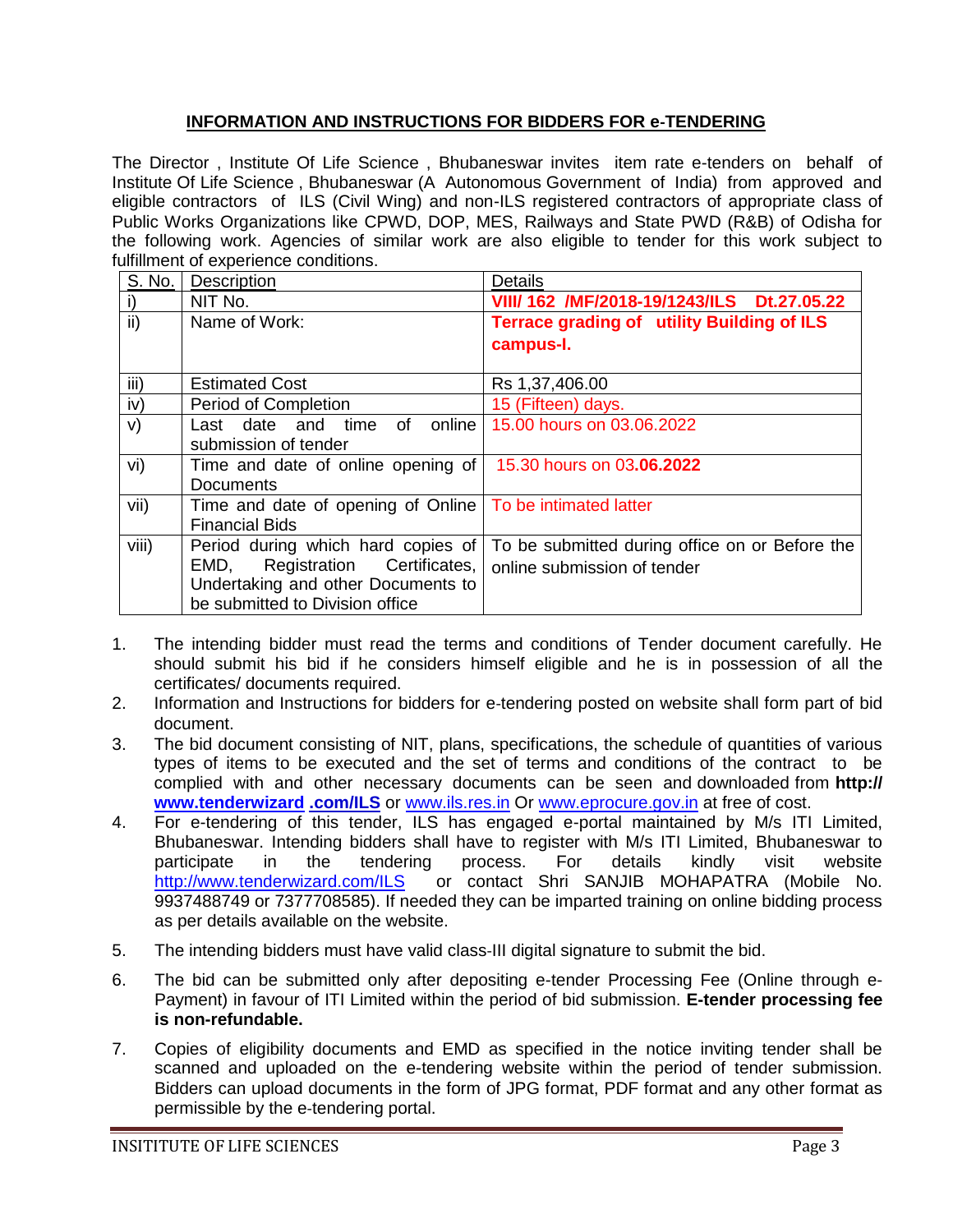## INFORMATION AND INSTRUCTIONS FOR BIDDERS FOR e-TENDERING

The Director , Institute Of Life Science , Bhubaneswar invites item rate e-tenders on behalf of Institute Of Life Science , Bhubaneswar (A Autonomous Government of India) from approved and eligible contractors of ILS (Civil Wing) and non-ILS registered contractors of appropriate class of Public Works Organizations like CPWD, DOP, MES, Railways and State PWD (R&B) of Odisha for the following work. Agencies of similar work are also eligible to tender for this work subject to fulfillment of experience conditions.

| S. No. | Description | Details |
|---|---|---|
| i) | NIT No. | **VIII/ 162 /MF/2018-19/1243/ILS Dt.27.05.22** |
| ii) | Name of Work: | **Terrace grading of utility Building of ILS campus-I.** |
| iii) | Estimated Cost | Rs 1,37,406.00 |
| iv) | Period of Completion | 15 (Fifteen) days. |
| v) | Last date and time of online submission of tender | 15.00 hours on 03.06.2022 |
| vi) | Time and date of online opening of Documents | 15.30 hours on 03**.06.2022** |
| vii) | Time and date of opening of Online Financial Bids | To be intimated latter |
| viii) | Period during which hard copies of EMD, Registration Certificates, Undertaking and other Documents to be submitted to Division office | To be submitted during office on or Before the online submission of tender |

1. The intending bidder must read the terms and conditions of Tender document carefully. He should submit his bid if he considers himself eligible and he is in possession of all the certificates/ documents required.
2. Information and Instructions for bidders for e-tendering posted on website shall form part of bid document.
3. The bid document consisting of NIT, plans, specifications, the schedule of quantities of various types of items to be executed and the set of terms and conditions of the contract to be complied with and other necessary documents can be seen and downloaded from **http:// www.tenderwizard .com/ILS** or www.ils.res.in Or www.eprocure.gov.in at free of cost.
4. For e-tendering of this tender, ILS has engaged e-portal maintained by M/s ITI Limited, Bhubaneswar. Intending bidders shall have to register with M/s ITI Limited, Bhubaneswar to participate in the tendering process. For details kindly visit website http://www.tenderwizard.com/ILS or contact Shri SANJIB MOHAPATRA (Mobile No. 9937488749 or 7377708585). If needed they can be imparted training on online bidding process as per details available on the website.
5. The intending bidders must have valid class-III digital signature to submit the bid.
6. The bid can be submitted only after depositing e-tender Processing Fee (Online through e-Payment) in favour of ITI Limited within the period of bid submission. **E-tender processing fee is non-refundable.**
7. Copies of eligibility documents and EMD as specified in the notice inviting tender shall be scanned and uploaded on the e-tendering website within the period of tender submission. Bidders can upload documents in the form of JPG format, PDF format and any other format as permissible by the e-tendering portal.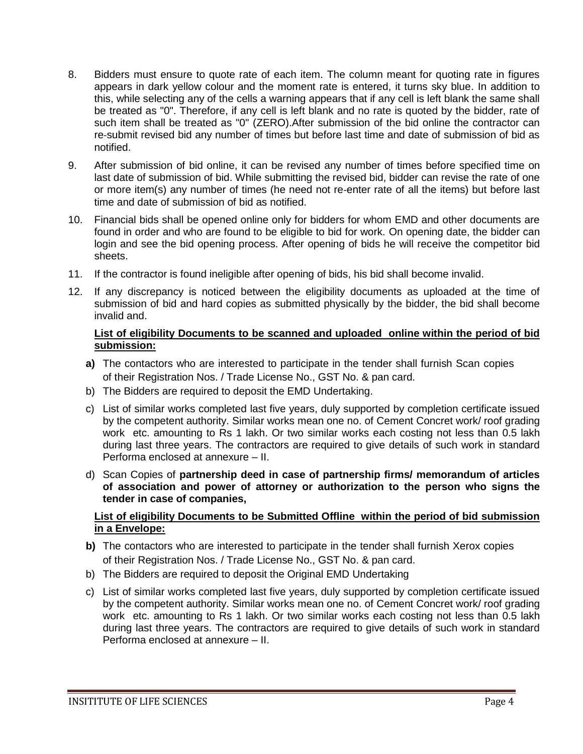8. Bidders must ensure to quote rate of each item. The column meant for quoting rate in figures appears in dark yellow colour and the moment rate is entered, it turns sky blue. In addition to this, while selecting any of the cells a warning appears that if any cell is left blank the same shall be treated as "0". Therefore, if any cell is left blank and no rate is quoted by the bidder, rate of such item shall be treated as "0" (ZERO).After submission of the bid online the contractor can re-submit revised bid any number of times but before last time and date of submission of bid as notified.

9. After submission of bid online, it can be revised any number of times before specified time on last date of submission of bid. While submitting the revised bid, bidder can revise the rate of one or more item(s) any number of times (he need not re-enter rate of all the items) but before last time and date of submission of bid as notified.

10. Financial bids shall be opened online only for bidders for whom EMD and other documents are found in order and who are found to be eligible to bid for work. On opening date, the bidder can login and see the bid opening process. After opening of bids he will receive the competitor bid sheets.

11. If the contractor is found ineligible after opening of bids, his bid shall become invalid.

12. If any discrepancy is noticed between the eligibility documents as uploaded at the time of submission of bid and hard copies as submitted physically by the bidder, the bid shall become invalid and.

**List of eligibility Documents to be scanned and uploaded online within the period of bid submission:**

**a)** The contactors who are interested to participate in the tender shall furnish Scan copies of their Registration Nos. / Trade License No., GST No. & pan card.

b) The Bidders are required to deposit the EMD Undertaking.

c) List of similar works completed last five years, duly supported by completion certificate issued by the competent authority. Similar works mean one no. of Cement Concret work/ roof grading work etc. amounting to Rs 1 lakh. Or two similar works each costing not less than 0.5 lakh during last three years. The contractors are required to give details of such work in standard Performa enclosed at annexure – II.

d) Scan Copies of **partnership deed in case of partnership firms/ memorandum of articles of association and power of attorney or authorization to the person who signs the tender in case of companies,**

**List of eligibility Documents to be Submitted Offline within the period of bid submission in a Envelope:**

**b)** The contactors who are interested to participate in the tender shall furnish Xerox copies of their Registration Nos. / Trade License No., GST No. & pan card.

b) The Bidders are required to deposit the Original EMD Undertaking

c) List of similar works completed last five years, duly supported by completion certificate issued by the competent authority. Similar works mean one no. of Cement Concret work/ roof grading work etc. amounting to Rs 1 lakh. Or two similar works each costing not less than 0.5 lakh during last three years. The contractors are required to give details of such work in standard Performa enclosed at annexure – II.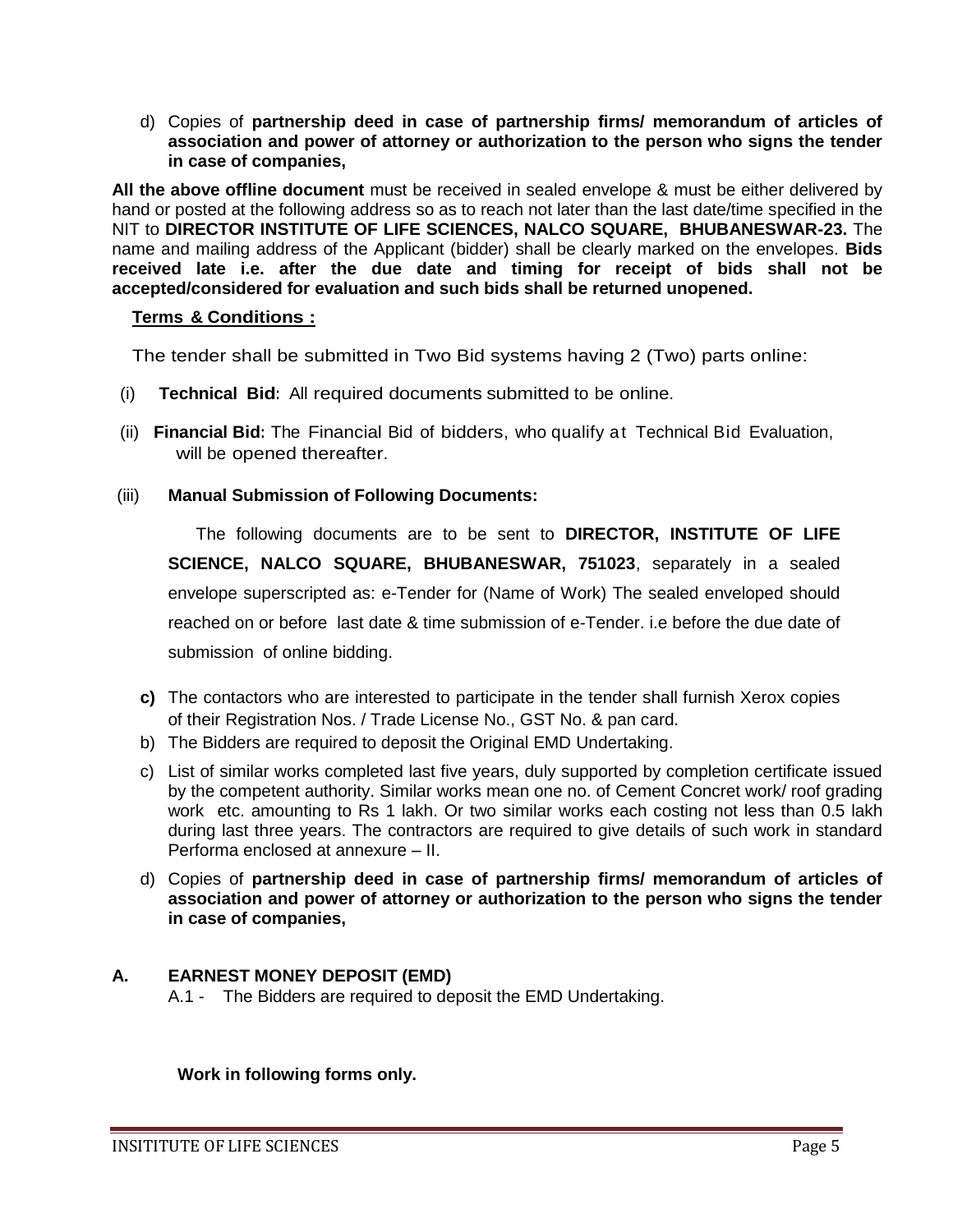d) Copies of **partnership deed in case of partnership firms/ memorandum of articles of association and power of attorney or authorization to the person who signs the tender in case of companies,**

**All the above offline document** must be received in sealed envelope & must be either delivered by hand or posted at the following address so as to reach not later than the last date/time specified in the NIT to **DIRECTOR INSTITUTE OF LIFE SCIENCES, NALCO SQUARE, BHUBANESWAR-23.** The name and mailing address of the Applicant (bidder) shall be clearly marked on the envelopes. **Bids received late i.e. after the due date and timing for receipt of bids shall not be accepted/considered for evaluation and such bids shall be returned unopened.**

**Terms & Conditions :**

The tender shall be submitted in Two Bid systems having 2 (Two) parts online:

(i) **Technical Bid**: All required documents submitted to be online.

(ii) **Financial Bid**: The Financial Bid of bidders, who qualify at Technical Bid Evaluation, will be opened thereafter.

(iii) **Manual Submission of Following Documents:**

The following documents are to be sent to **DIRECTOR, INSTITUTE OF LIFE SCIENCE, NALCO SQUARE, BHUBANESWAR, 751023**, separately in a sealed envelope superscripted as: e-Tender for (Name of Work) The sealed enveloped should reached on or before last date & time submission of e-Tender. i.e before the due date of submission of online bidding.

**c)** The contactors who are interested to participate in the tender shall furnish Xerox copies of their Registration Nos. / Trade License No., GST No. & pan card.

b) The Bidders are required to deposit the Original EMD Undertaking.

c) List of similar works completed last five years, duly supported by completion certificate issued by the competent authority. Similar works mean one no. of Cement Concret work/ roof grading work etc. amounting to Rs 1 lakh. Or two similar works each costing not less than 0.5 lakh during last three years. The contractors are required to give details of such work in standard Performa enclosed at annexure – II.

d) Copies of **partnership deed in case of partnership firms/ memorandum of articles of association and power of attorney or authorization to the person who signs the tender in case of companies,**

**A. EARNEST MONEY DEPOSIT (EMD)**

A.1 - The Bidders are required to deposit the EMD Undertaking.

**Work in following forms only.**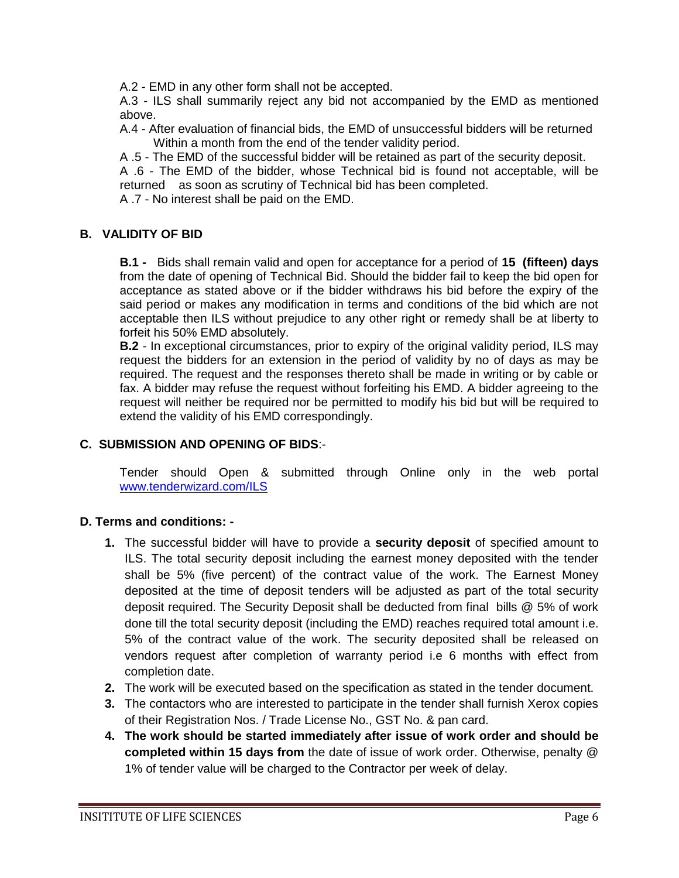A.2 - EMD in any other form shall not be accepted.

A.3 - ILS shall summarily reject any bid not accompanied by the EMD as mentioned above.

A.4 - After evaluation of financial bids, the EMD of unsuccessful bidders will be returned Within a month from the end of the tender validity period.

A .5 - The EMD of the successful bidder will be retained as part of the security deposit.

A .6 - The EMD of the bidder, whose Technical bid is found not acceptable, will be returned as soon as scrutiny of Technical bid has been completed.

A .7 - No interest shall be paid on the EMD.

## B. VALIDITY OF BID

**B.1 -** Bids shall remain valid and open for acceptance for a period of **15 (fifteen) days** from the date of opening of Technical Bid. Should the bidder fail to keep the bid open for acceptance as stated above or if the bidder withdraws his bid before the expiry of the said period or makes any modification in terms and conditions of the bid which are not acceptable then ILS without prejudice to any other right or remedy shall be at liberty to forfeit his 50% EMD absolutely.

**B.2** - In exceptional circumstances, prior to expiry of the original validity period, ILS may request the bidders for an extension in the period of validity by no of days as may be required. The request and the responses thereto shall be made in writing or by cable or fax. A bidder may refuse the request without forfeiting his EMD. A bidder agreeing to the request will neither be required nor be permitted to modify his bid but will be required to extend the validity of his EMD correspondingly.

## C. SUBMISSION AND OPENING OF BIDS:-

Tender should Open & submitted through Online only in the web portal [www.tenderwizard.com/ILS](http://www.tenderwizard.com/ILS)

## D. Terms and conditions: -

1. The successful bidder will have to provide a **security deposit** of specified amount to ILS. The total security deposit including the earnest money deposited with the tender shall be 5% (five percent) of the contract value of the work. The Earnest Money deposited at the time of deposit tenders will be adjusted as part of the total security deposit required. The Security Deposit shall be deducted from final bills @ 5% of work done till the total security deposit (including the EMD) reaches required total amount i.e. 5% of the contract value of the work. The security deposited shall be released on vendors request after completion of warranty period i.e 6 months with effect from completion date.
2. The work will be executed based on the specification as stated in the tender document.
3. The contactors who are interested to participate in the tender shall furnish Xerox copies of their Registration Nos. / Trade License No., GST No. & pan card.
4. **The work should be started immediately after issue of work order and should be completed within 15 days from** the date of issue of work order. Otherwise, penalty @ 1% of tender value will be charged to the Contractor per week of delay.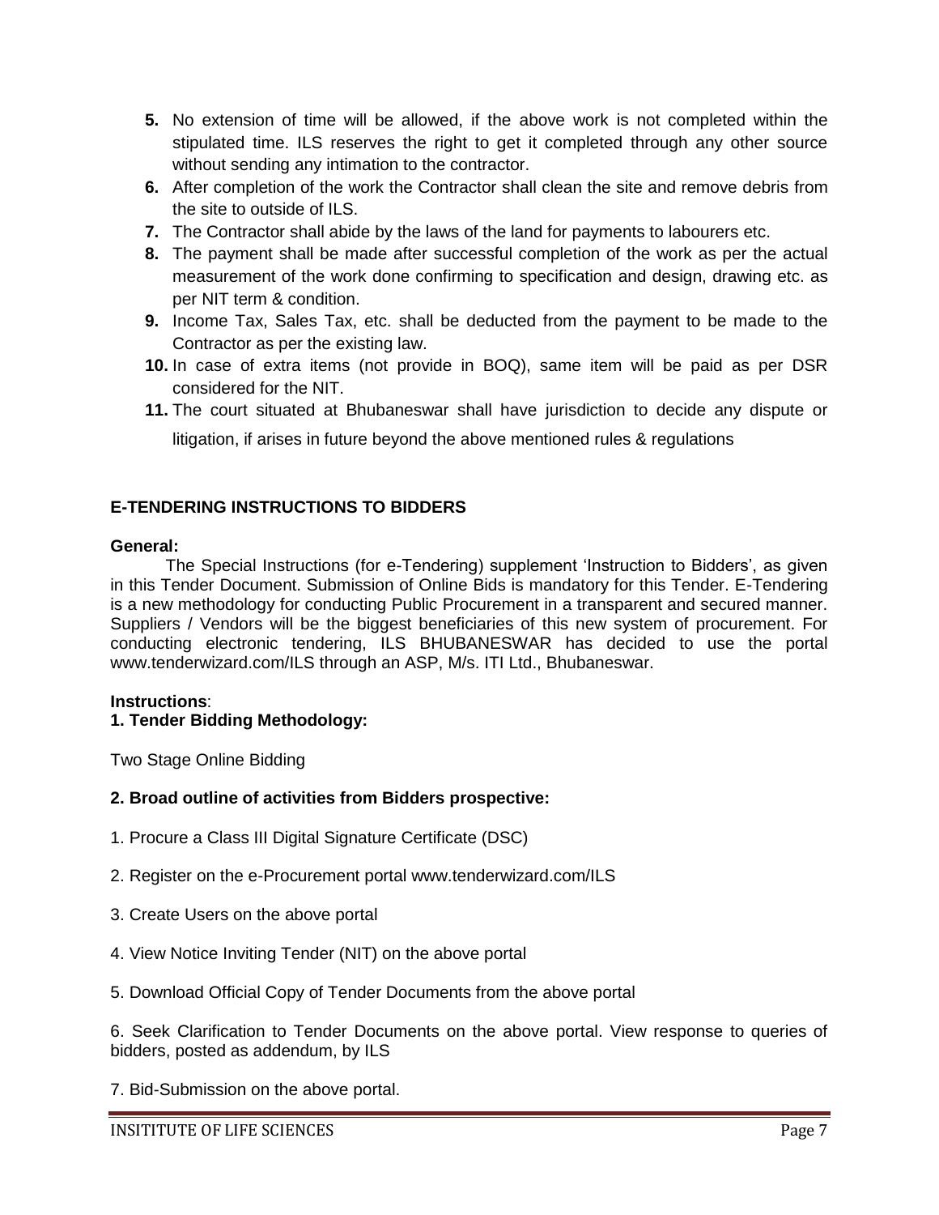5. No extension of time will be allowed, if the above work is not completed within the stipulated time. ILS reserves the right to get it completed through any other source without sending any intimation to the contractor.
6. After completion of the work the Contractor shall clean the site and remove debris from the site to outside of ILS.
7. The Contractor shall abide by the laws of the land for payments to labourers etc.
8. The payment shall be made after successful completion of the work as per the actual measurement of the work done confirming to specification and design, drawing etc. as per NIT term & condition.
9. Income Tax, Sales Tax, etc. shall be deducted from the payment to be made to the Contractor as per the existing law.
10. In case of extra items (not provide in BOQ), same item will be paid as per DSR considered for the NIT.
11. The court situated at Bhubaneswar shall have jurisdiction to decide any dispute or litigation, if arises in future beyond the above mentioned rules & regulations

## E-TENDERING INSTRUCTIONS TO BIDDERS

**General:**

The Special Instructions (for e-Tendering) supplement 'Instruction to Bidders', as given in this Tender Document. Submission of Online Bids is mandatory for this Tender. E-Tendering is a new methodology for conducting Public Procurement in a transparent and secured manner. Suppliers / Vendors will be the biggest beneficiaries of this new system of procurement. For conducting electronic tendering, ILS BHUBANESWAR has decided to use the portal www.tenderwizard.com/ILS through an ASP, M/s. ITI Ltd., Bhubaneswar.

**Instructions**:

**1. Tender Bidding Methodology:**

Two Stage Online Bidding

**2. Broad outline of activities from Bidders prospective:**

1. Procure a Class III Digital Signature Certificate (DSC)

2. Register on the e-Procurement portal www.tenderwizard.com/ILS

3. Create Users on the above portal

4. View Notice Inviting Tender (NIT) on the above portal

5. Download Official Copy of Tender Documents from the above portal

6. Seek Clarification to Tender Documents on the above portal. View response to queries of bidders, posted as addendum, by ILS

7. Bid-Submission on the above portal.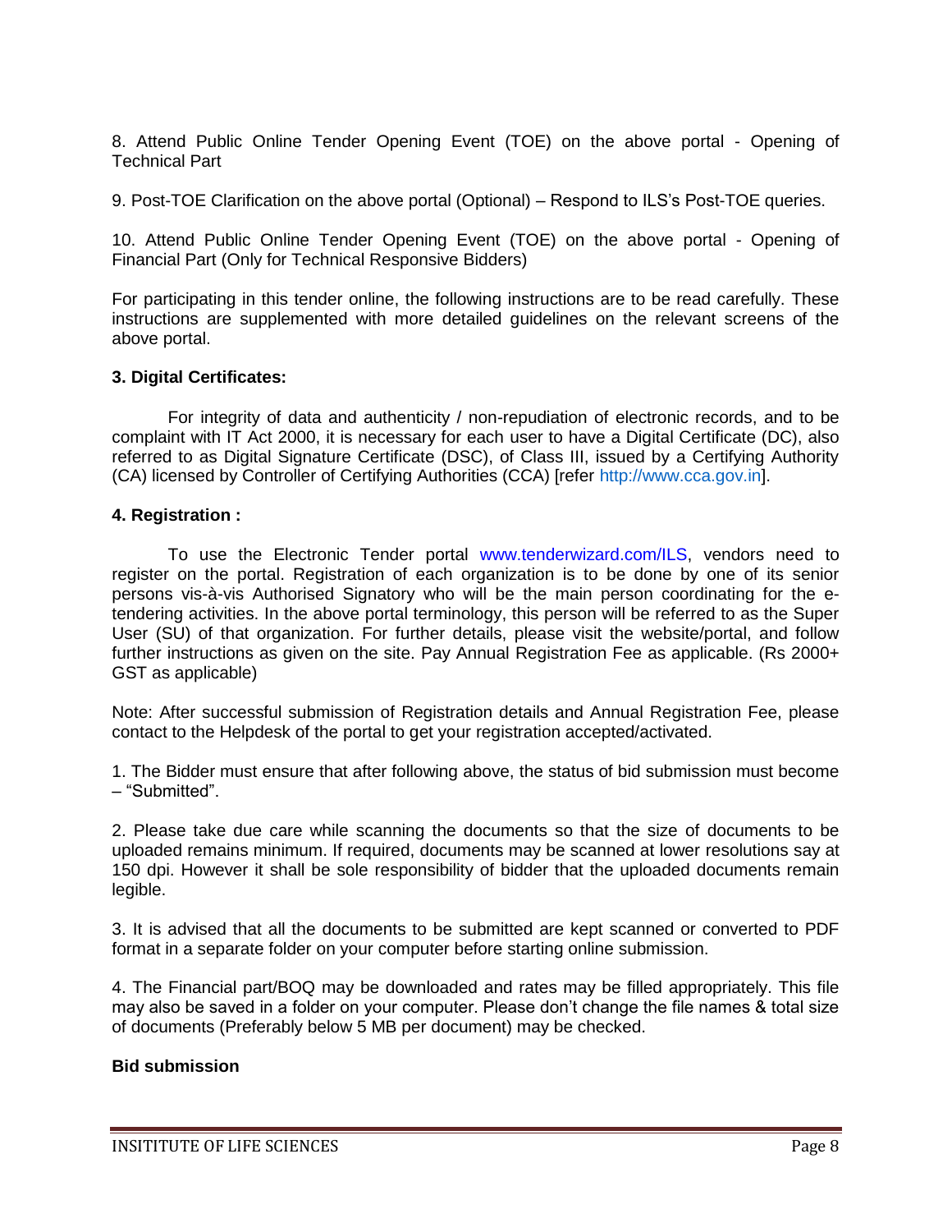8. Attend Public Online Tender Opening Event (TOE) on the above portal - Opening of Technical Part

9. Post-TOE Clarification on the above portal (Optional) – Respond to ILS's Post-TOE queries.

10. Attend Public Online Tender Opening Event (TOE) on the above portal - Opening of Financial Part (Only for Technical Responsive Bidders)

For participating in this tender online, the following instructions are to be read carefully. These instructions are supplemented with more detailed guidelines on the relevant screens of the above portal.

**3. Digital Certificates:**

For integrity of data and authenticity / non-repudiation of electronic records, and to be complaint with IT Act 2000, it is necessary for each user to have a Digital Certificate (DC), also referred to as Digital Signature Certificate (DSC), of Class III, issued by a Certifying Authority (CA) licensed by Controller of Certifying Authorities (CCA) [refer http://www.cca.gov.in].

**4. Registration :**

To use the Electronic Tender portal www.tenderwizard.com/ILS, vendors need to register on the portal. Registration of each organization is to be done by one of its senior persons vis-à-vis Authorised Signatory who will be the main person coordinating for the e-tendering activities. In the above portal terminology, this person will be referred to as the Super User (SU) of that organization. For further details, please visit the website/portal, and follow further instructions as given on the site. Pay Annual Registration Fee as applicable. (Rs 2000+ GST as applicable)

Note: After successful submission of Registration details and Annual Registration Fee, please contact to the Helpdesk of the portal to get your registration accepted/activated.

1. The Bidder must ensure that after following above, the status of bid submission must become – "Submitted".

2. Please take due care while scanning the documents so that the size of documents to be uploaded remains minimum. If required, documents may be scanned at lower resolutions say at 150 dpi. However it shall be sole responsibility of bidder that the uploaded documents remain legible.

3. It is advised that all the documents to be submitted are kept scanned or converted to PDF format in a separate folder on your computer before starting online submission.

4. The Financial part/BOQ may be downloaded and rates may be filled appropriately. This file may also be saved in a folder on your computer. Please don't change the file names & total size of documents (Preferably below 5 MB per document) may be checked.

**Bid submission**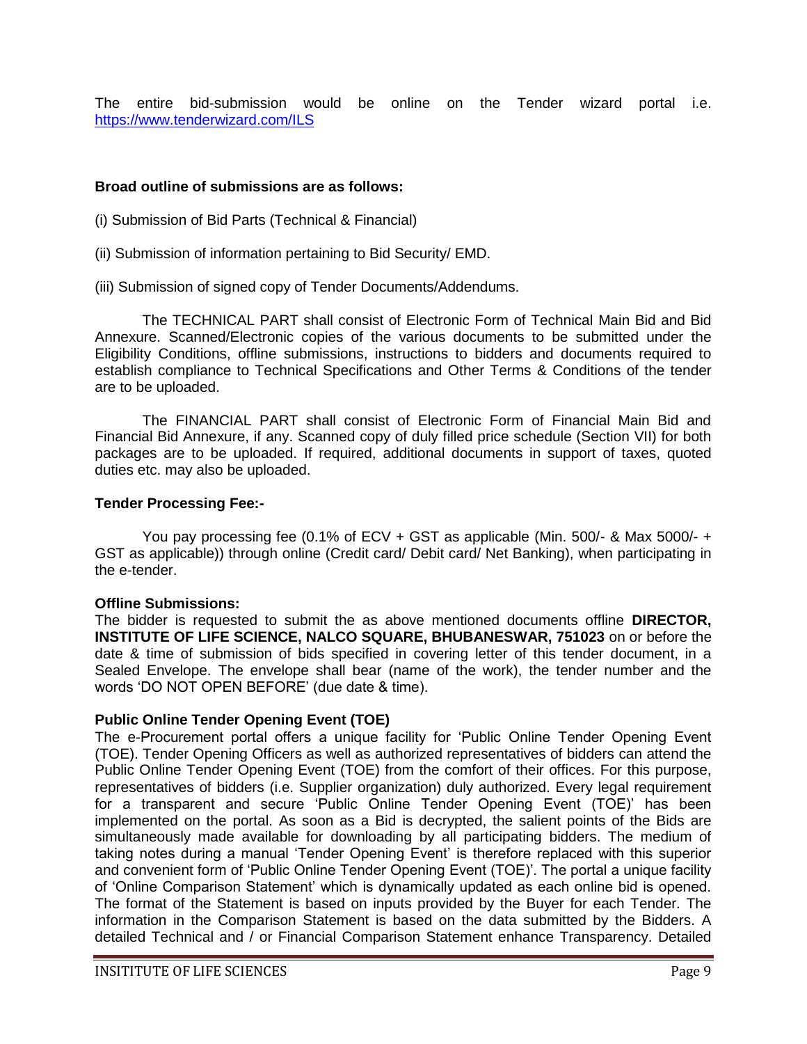The entire bid-submission would be online on the Tender wizard portal i.e. https://www.tenderwizard.com/ILS

**Broad outline of submissions are as follows:**

(i) Submission of Bid Parts (Technical & Financial)

(ii) Submission of information pertaining to Bid Security/ EMD.

(iii) Submission of signed copy of Tender Documents/Addendums.

The TECHNICAL PART shall consist of Electronic Form of Technical Main Bid and Bid Annexure. Scanned/Electronic copies of the various documents to be submitted under the Eligibility Conditions, offline submissions, instructions to bidders and documents required to establish compliance to Technical Specifications and Other Terms & Conditions of the tender are to be uploaded.

The FINANCIAL PART shall consist of Electronic Form of Financial Main Bid and Financial Bid Annexure, if any. Scanned copy of duly filled price schedule (Section VII) for both packages are to be uploaded. If required, additional documents in support of taxes, quoted duties etc. may also be uploaded.

**Tender Processing Fee:-**

You pay processing fee (0.1% of ECV + GST as applicable (Min. 500/- & Max 5000/- + GST as applicable)) through online (Credit card/ Debit card/ Net Banking), when participating in the e-tender.

**Offline Submissions:**

The bidder is requested to submit the as above mentioned documents offline **DIRECTOR, INSTITUTE OF LIFE SCIENCE, NALCO SQUARE, BHUBANESWAR, 751023** on or before the date & time of submission of bids specified in covering letter of this tender document, in a Sealed Envelope. The envelope shall bear (name of the work), the tender number and the words 'DO NOT OPEN BEFORE' (due date & time).

**Public Online Tender Opening Event (TOE)**

The e-Procurement portal offers a unique facility for 'Public Online Tender Opening Event (TOE). Tender Opening Officers as well as authorized representatives of bidders can attend the Public Online Tender Opening Event (TOE) from the comfort of their offices. For this purpose, representatives of bidders (i.e. Supplier organization) duly authorized. Every legal requirement for a transparent and secure 'Public Online Tender Opening Event (TOE)' has been implemented on the portal. As soon as a Bid is decrypted, the salient points of the Bids are simultaneously made available for downloading by all participating bidders. The medium of taking notes during a manual 'Tender Opening Event' is therefore replaced with this superior and convenient form of 'Public Online Tender Opening Event (TOE)'. The portal a unique facility of 'Online Comparison Statement' which is dynamically updated as each online bid is opened. The format of the Statement is based on inputs provided by the Buyer for each Tender. The information in the Comparison Statement is based on the data submitted by the Bidders. A detailed Technical and / or Financial Comparison Statement enhance Transparency. Detailed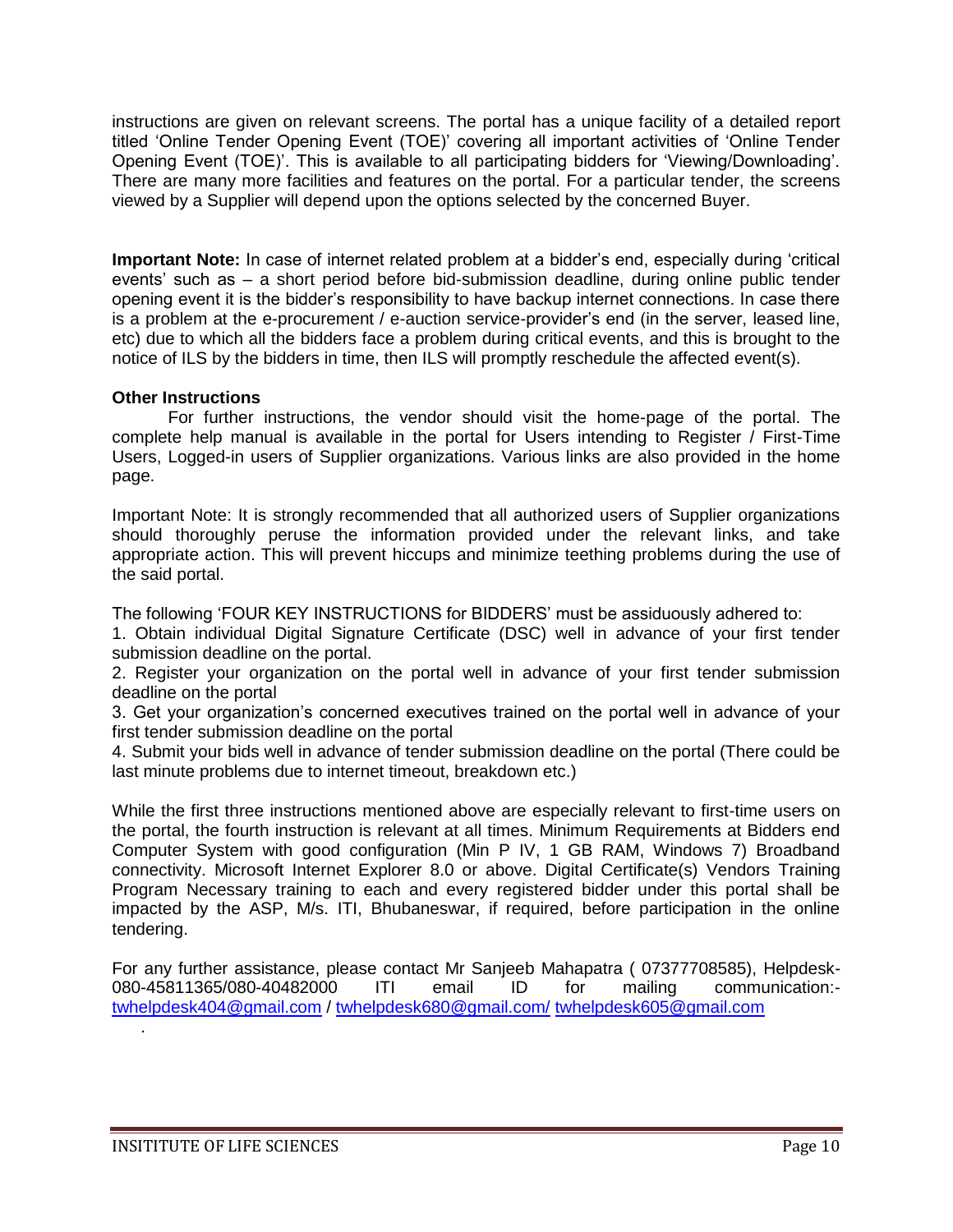instructions are given on relevant screens. The portal has a unique facility of a detailed report titled 'Online Tender Opening Event (TOE)' covering all important activities of 'Online Tender Opening Event (TOE)'. This is available to all participating bidders for 'Viewing/Downloading'. There are many more facilities and features on the portal. For a particular tender, the screens viewed by a Supplier will depend upon the options selected by the concerned Buyer.

**Important Note:** In case of internet related problem at a bidder's end, especially during 'critical events' such as – a short period before bid-submission deadline, during online public tender opening event it is the bidder's responsibility to have backup internet connections. In case there is a problem at the e-procurement / e-auction service-provider's end (in the server, leased line, etc) due to which all the bidders face a problem during critical events, and this is brought to the notice of ILS by the bidders in time, then ILS will promptly reschedule the affected event(s).

**Other Instructions**

For further instructions, the vendor should visit the home-page of the portal. The complete help manual is available in the portal for Users intending to Register / First-Time Users, Logged-in users of Supplier organizations. Various links are also provided in the home page.

Important Note: It is strongly recommended that all authorized users of Supplier organizations should thoroughly peruse the information provided under the relevant links, and take appropriate action. This will prevent hiccups and minimize teething problems during the use of the said portal.

The following 'FOUR KEY INSTRUCTIONS for BIDDERS' must be assiduously adhered to:

1. Obtain individual Digital Signature Certificate (DSC) well in advance of your first tender submission deadline on the portal.
2. Register your organization on the portal well in advance of your first tender submission deadline on the portal
3. Get your organization's concerned executives trained on the portal well in advance of your first tender submission deadline on the portal
4. Submit your bids well in advance of tender submission deadline on the portal (There could be last minute problems due to internet timeout, breakdown etc.)

While the first three instructions mentioned above are especially relevant to first-time users on the portal, the fourth instruction is relevant at all times. Minimum Requirements at Bidders end Computer System with good configuration (Min P IV, 1 GB RAM, Windows 7) Broadband connectivity. Microsoft Internet Explorer 8.0 or above. Digital Certificate(s) Vendors Training Program Necessary training to each and every registered bidder under this portal shall be impacted by the ASP, M/s. ITI, Bhubaneswar, if required, before participation in the online tendering.

For any further assistance, please contact Mr Sanjeeb Mahapatra ( 07377708585), Helpdesk-080-45811365/080-40482000 ITI email ID for mailing communication:- twhelpdesk404@gmail.com / twhelpdesk680@gmail.com/ twhelpdesk605@gmail.com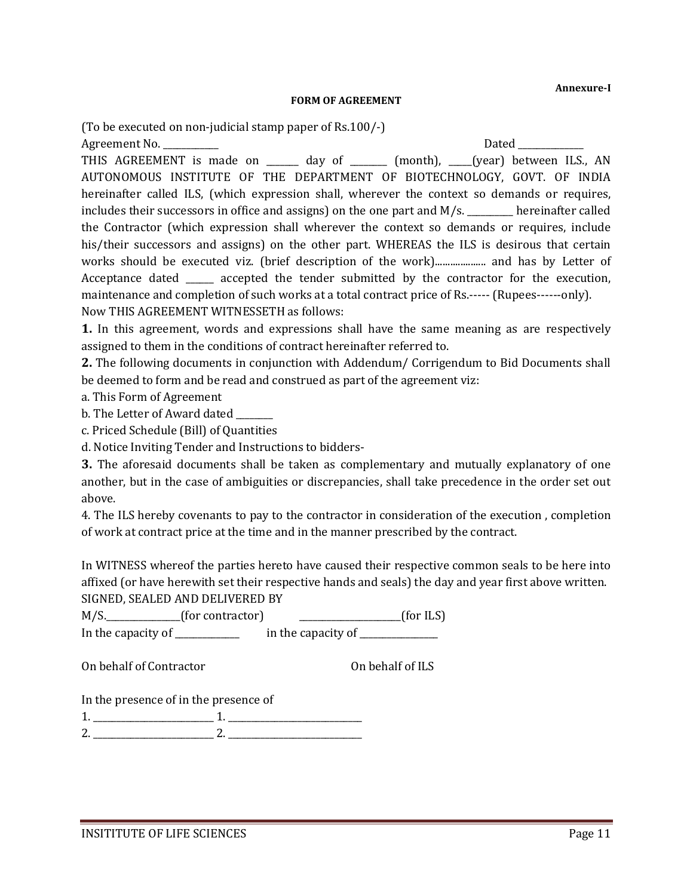**Annexure-I**

**FORM OF AGREEMENT**

(To be executed on non-judicial stamp paper of Rs.100/-)

Agreement No. ___________ Dated _____________

THIS AGREEMENT is made on _______ day of ________ (month), _____(year) between ILS., AN AUTONOMOUS INSTITUTE OF THE DEPARTMENT OF BIOTECHNOLOGY, GOVT. OF INDIA hereinafter called ILS, (which expression shall, wherever the context so demands or requires, includes their successors in office and assigns) on the one part and M/s. __________ hereinafter called the Contractor (which expression shall wherever the context so demands or requires, include his/their successors and assigns) on the other part. WHEREAS the ILS is desirous that certain works should be executed viz. (brief description of the work).................... and has by Letter of Acceptance dated ______ accepted the tender submitted by the contractor for the execution, maintenance and completion of such works at a total contract price of Rs.----- (Rupees------only).

Now THIS AGREEMENT WITNESSETH as follows:

**1.** In this agreement, words and expressions shall have the same meaning as are respectively assigned to them in the conditions of contract hereinafter referred to.

**2.** The following documents in conjunction with Addendum/ Corrigendum to Bid Documents shall be deemed to form and be read and construed as part of the agreement viz:

a. This Form of Agreement

b. The Letter of Award dated ________

c. Priced Schedule (Bill) of Quantities

d. Notice Inviting Tender and Instructions to bidders-

**3.** The aforesaid documents shall be taken as complementary and mutually explanatory of one another, but in the case of ambiguities or discrepancies, shall take precedence in the order set out above.

4. The ILS hereby covenants to pay to the contractor in consideration of the execution , completion of work at contract price at the time and in the manner prescribed by the contract.

In WITNESS whereof the parties hereto have caused their respective common seals to be here into affixed (or have herewith set their respective hands and seals) the day and year first above written.

SIGNED, SEALED AND DELIVERED BY

M/S.________________(for contractor) ______________________(for ILS)

In the capacity of ______________ in the capacity of _________________

On behalf of Contractor On behalf of ILS

In the presence of in the presence of

1. ___________________________ 1. ______________________________

2. ___________________________ 2. ______________________________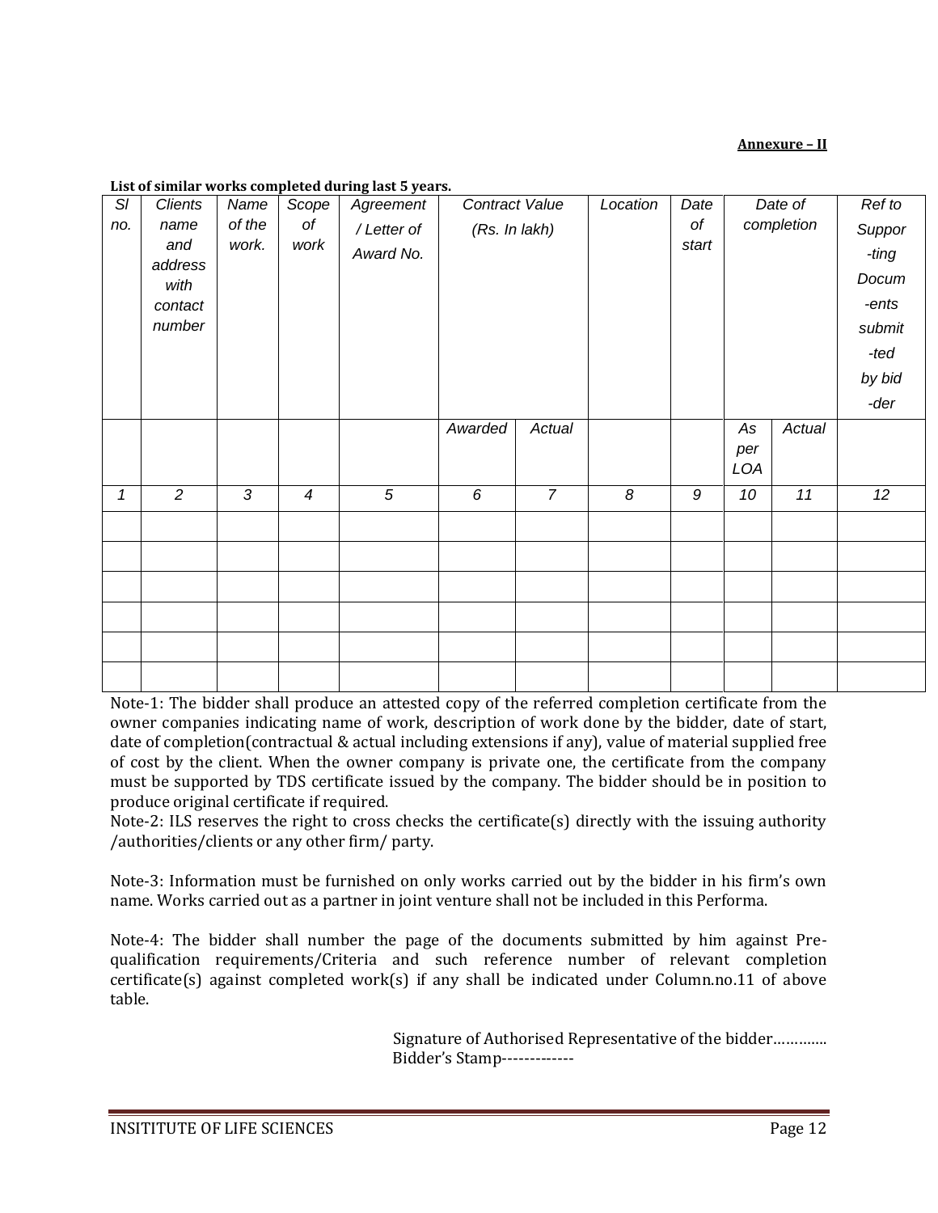**Annexure – II**

**List of similar works completed during last 5 years.**

| Sl no. | Clients name and address with contact number | Name of the work. | Scope of work | Agreement / Letter of Award No. | Contract Value (Rs. In lakh) | | Location | Date of start | Date of completion | | Ref to Supporting Documents submitted by bidder |
|---|---|---|---|---|---|---|---|---|---|---|---|
| | | | | | Awarded | Actual | | | As per LOA | Actual | |
| 1 | 2 | 3 | 4 | 5 | 6 | 7 | 8 | 9 | 10 | 11 | 12 |
| | | | | | | | | | | | |
| | | | | | | | | | | | |
| | | | | | | | | | | | |
| | | | | | | | | | | | |
| | | | | | | | | | | | |
| | | | | | | | | | | | |

Note-1: The bidder shall produce an attested copy of the referred completion certificate from the owner companies indicating name of work, description of work done by the bidder, date of start, date of completion(contractual & actual including extensions if any), value of material supplied free of cost by the client. When the owner company is private one, the certificate from the company must be supported by TDS certificate issued by the company. The bidder should be in position to produce original certificate if required.

Note-2: ILS reserves the right to cross checks the certificate(s) directly with the issuing authority /authorities/clients or any other firm/ party.

Note-3: Information must be furnished on only works carried out by the bidder in his firm's own name. Works carried out as a partner in joint venture shall not be included in this Performa.

Note-4: The bidder shall number the page of the documents submitted by him against Pre-qualification requirements/Criteria and such reference number of relevant completion certificate(s) against completed work(s) if any shall be indicated under Column.no.11 of above table.

Signature of Authorised Representative of the bidder………….
Bidder's Stamp-------------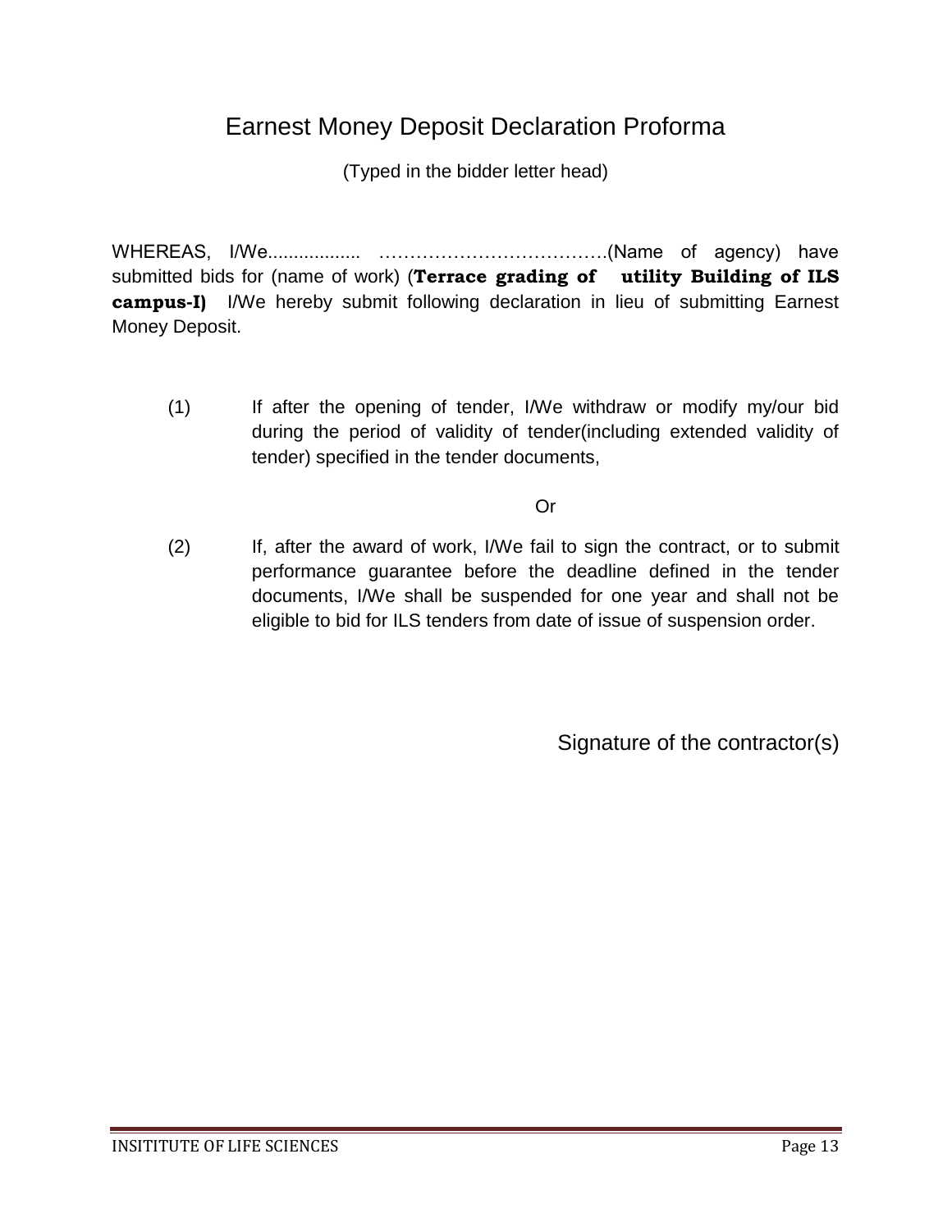# Earnest Money Deposit Declaration Proforma

(Typed in the bidder letter head)

WHEREAS, I/We.................. ……………………………….(Name of agency) have submitted bids for (name of work) (**Terrace grading of utility Building of ILS campus-I)** I/We hereby submit following declaration in lieu of submitting Earnest Money Deposit.

(1) If after the opening of tender, I/We withdraw or modify my/our bid during the period of validity of tender(including extended validity of tender) specified in the tender documents,

Or

(2) If, after the award of work, I/We fail to sign the contract, or to submit performance guarantee before the deadline defined in the tender documents, I/We shall be suspended for one year and shall not be eligible to bid for ILS tenders from date of issue of suspension order.

Signature of the contractor(s)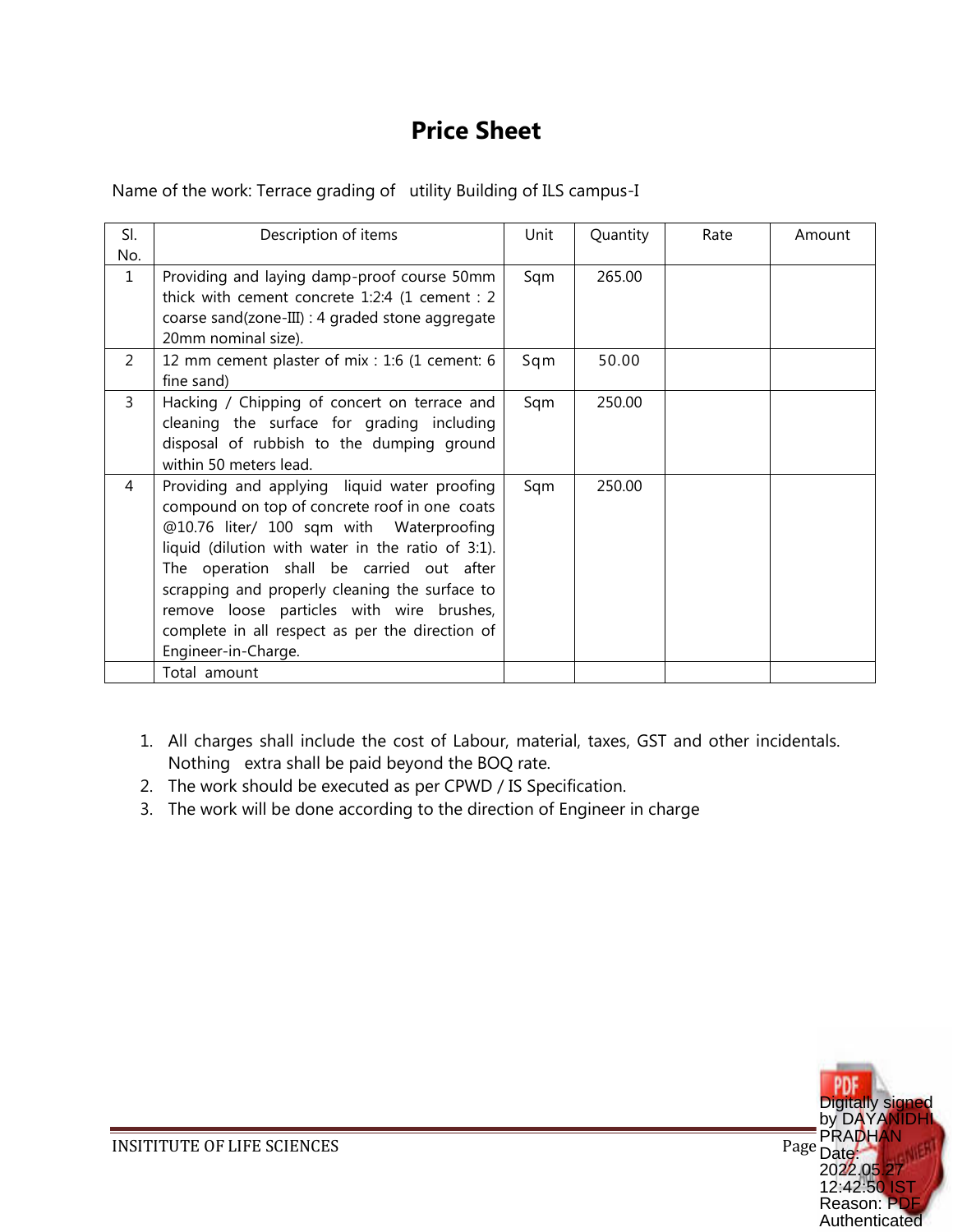# Price Sheet

Name of the work: Terrace grading of utility Building of ILS campus-I

| Sl. No. | Description of items | Unit | Quantity | Rate | Amount |
|---|---|---|---|---|---|
| 1 | Providing and laying damp-proof course 50mm thick with cement concrete 1:2:4 (1 cement : 2 coarse sand(zone-III) : 4 graded stone aggregate 20mm nominal size). | Sqm | 265.00 | | |
| 2 | 12 mm cement plaster of mix : 1:6 (1 cement: 6 fine sand) | Sqm | 50.00 | | |
| 3 | Hacking / Chipping of concert on terrace and cleaning the surface for grading including disposal of rubbish to the dumping ground within 50 meters lead. | Sqm | 250.00 | | |
| 4 | Providing and applying liquid water proofing compound on top of concrete roof in one coats @10.76 liter/ 100 sqm with Waterproofing liquid (dilution with water in the ratio of 3:1). The operation shall be carried out after scrapping and properly cleaning the surface to remove loose particles with wire brushes, complete in all respect as per the direction of Engineer-in-Charge. | Sqm | 250.00 | | |
| | Total amount | | | | |

1. All charges shall include the cost of Labour, material, taxes, GST and other incidentals. Nothing extra shall be paid beyond the BOQ rate.
2. The work should be executed as per CPWD / IS Specification.
3. The work will be done according to the direction of Engineer in charge

Digitally signed by DAYANIDHI PRADHAN
Date: 2022.05.27 12:42:50 IST
Reason: PDF Authenticated